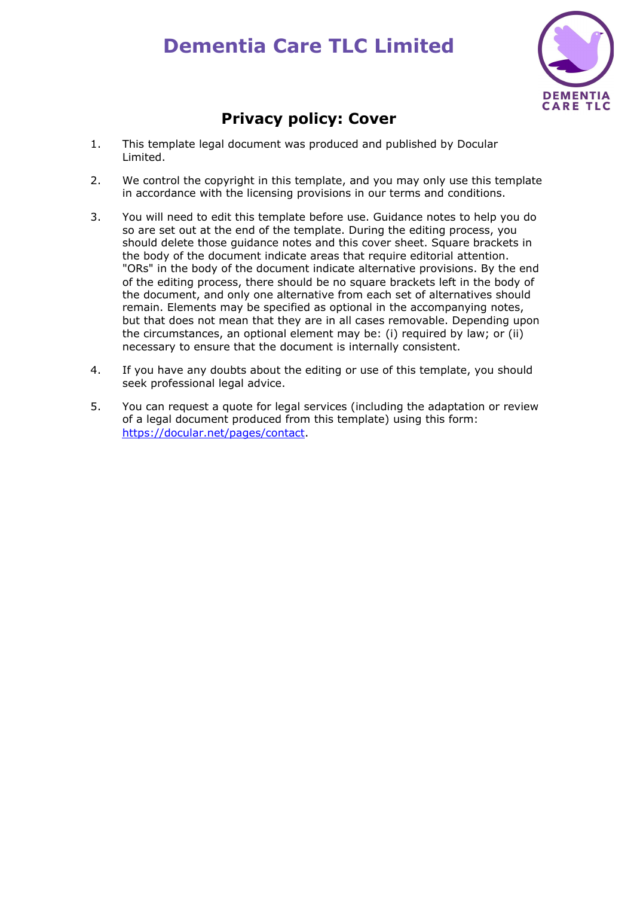# Dementia Care TLC Limited

## Privacy policy: Cover

1. This template legal document was produced and published by Docular Limited.

2. We control the copyright in this template, and you may only use this template in accordance with the licensing provisions in our terms and conditions.

3. You will need to edit this template before use. Guidance notes to help you do so are set out at the end of the template. During the editing process, you should delete those guidance notes and this cover sheet. Square brackets in the body of the document indicate areas that require editorial attention. "ORs" in the body of the document indicate alternative provisions. By the end of the editing process, there should be no square brackets left in the body of the document, and only one alternative from each set of alternatives should remain. Elements may be specified as optional in the accompanying notes, but that does not mean that they are in all cases removable. Depending upon the circumstances, an optional element may be: (i) required by law; or (ii) necessary to ensure that the document is internally consistent.

4. If you have any doubts about the editing or use of this template, you should seek professional legal advice.

5. You can request a quote for legal services (including the adaptation or review of a legal document produced from this template) using this form: https://docular.net/pages/contact.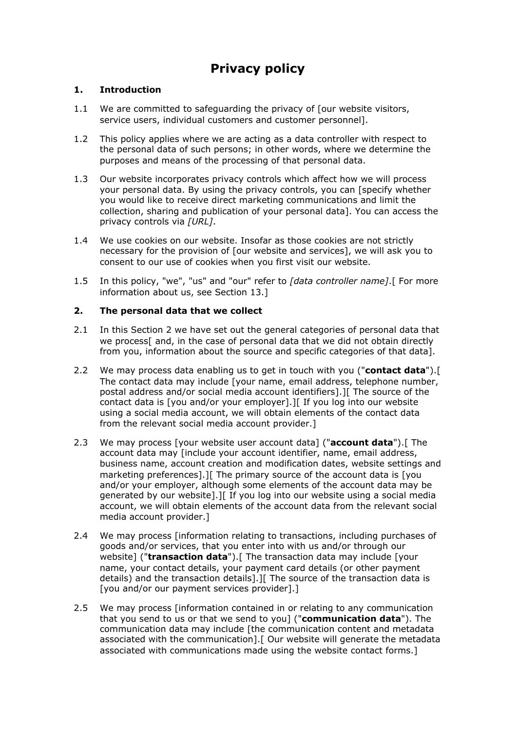# Privacy policy

## 1. Introduction

1.1 We are committed to safeguarding the privacy of [our website visitors, service users, individual customers and customer personnel].

1.2 This policy applies where we are acting as a data controller with respect to the personal data of such persons; in other words, where we determine the purposes and means of the processing of that personal data.

1.3 Our website incorporates privacy controls which affect how we will process your personal data. By using the privacy controls, you can [specify whether you would like to receive direct marketing communications and limit the collection, sharing and publication of your personal data]. You can access the privacy controls via *[URL]*.

1.4 We use cookies on our website. Insofar as those cookies are not strictly necessary for the provision of [our website and services], we will ask you to consent to our use of cookies when you first visit our website.

1.5 In this policy, "we", "us" and "our" refer to *[data controller name]*.[ For more information about us, see Section 13.]

## 2. The personal data that we collect

2.1 In this Section 2 we have set out the general categories of personal data that we process[ and, in the case of personal data that we did not obtain directly from you, information about the source and specific categories of that data].

2.2 We may process data enabling us to get in touch with you ("**contact data**").[ The contact data may include [your name, email address, telephone number, postal address and/or social media account identifiers].][ The source of the contact data is [you and/or your employer].][ If you log into our website using a social media account, we will obtain elements of the contact data from the relevant social media account provider.]

2.3 We may process [your website user account data] ("**account data**").[ The account data may [include your account identifier, name, email address, business name, account creation and modification dates, website settings and marketing preferences].][ The primary source of the account data is [you and/or your employer, although some elements of the account data may be generated by our website].][ If you log into our website using a social media account, we will obtain elements of the account data from the relevant social media account provider.]

2.4 We may process [information relating to transactions, including purchases of goods and/or services, that you enter into with us and/or through our website] ("**transaction data**").[ The transaction data may include [your name, your contact details, your payment card details (or other payment details) and the transaction details].][ The source of the transaction data is [you and/or our payment services provider].]

2.5 We may process [information contained in or relating to any communication that you send to us or that we send to you] ("**communication data**"). The communication data may include [the communication content and metadata associated with the communication].[ Our website will generate the metadata associated with communications made using the website contact forms.]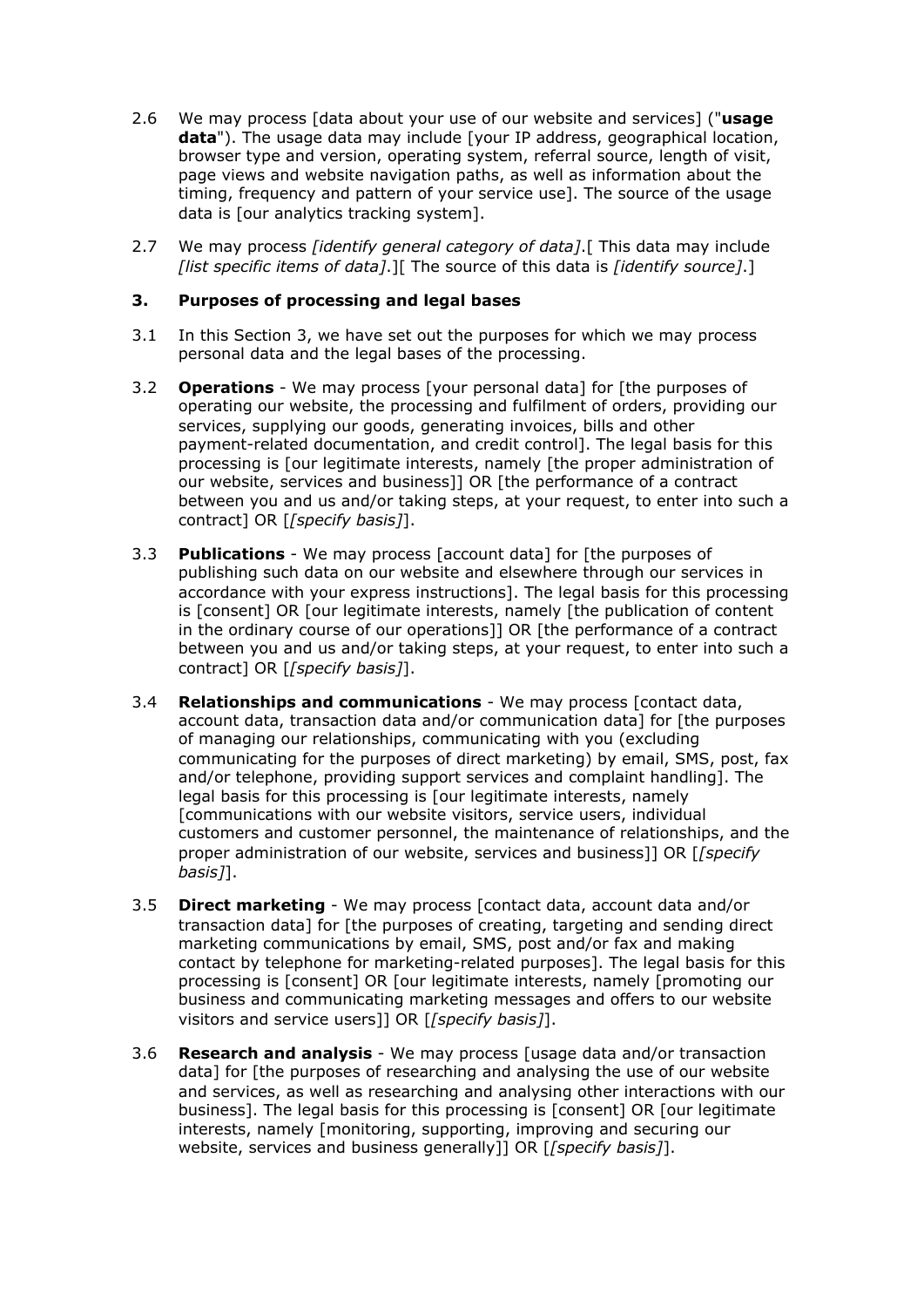2.6 We may process [data about your use of our website and services] ("**usage data**"). The usage data may include [your IP address, geographical location, browser type and version, operating system, referral source, length of visit, page views and website navigation paths, as well as information about the timing, frequency and pattern of your service use]. The source of the usage data is [our analytics tracking system].

2.7 We may process *[identify general category of data]*.[ This data may include *[list specific items of data]*.][ The source of this data is *[identify source]*.]

### 3. Purposes of processing and legal bases

3.1 In this Section 3, we have set out the purposes for which we may process personal data and the legal bases of the processing.

3.2 **Operations** - We may process [your personal data] for [the purposes of operating our website, the processing and fulfilment of orders, providing our services, supplying our goods, generating invoices, bills and other payment-related documentation, and credit control]. The legal basis for this processing is [our legitimate interests, namely [the proper administration of our website, services and business]] OR [the performance of a contract between you and us and/or taking steps, at your request, to enter into such a contract] OR [*[specify basis]*].

3.3 **Publications** - We may process [account data] for [the purposes of publishing such data on our website and elsewhere through our services in accordance with your express instructions]. The legal basis for this processing is [consent] OR [our legitimate interests, namely [the publication of content in the ordinary course of our operations]] OR [the performance of a contract between you and us and/or taking steps, at your request, to enter into such a contract] OR [*[specify basis]*].

3.4 **Relationships and communications** - We may process [contact data, account data, transaction data and/or communication data] for [the purposes of managing our relationships, communicating with you (excluding communicating for the purposes of direct marketing) by email, SMS, post, fax and/or telephone, providing support services and complaint handling]. The legal basis for this processing is [our legitimate interests, namely [communications with our website visitors, service users, individual customers and customer personnel, the maintenance of relationships, and the proper administration of our website, services and business]] OR [*[specify basis]*].

3.5 **Direct marketing** - We may process [contact data, account data and/or transaction data] for [the purposes of creating, targeting and sending direct marketing communications by email, SMS, post and/or fax and making contact by telephone for marketing-related purposes]. The legal basis for this processing is [consent] OR [our legitimate interests, namely [promoting our business and communicating marketing messages and offers to our website visitors and service users]] OR [*[specify basis]*].

3.6 **Research and analysis** - We may process [usage data and/or transaction data] for [the purposes of researching and analysing the use of our website and services, as well as researching and analysing other interactions with our business]. The legal basis for this processing is [consent] OR [our legitimate interests, namely [monitoring, supporting, improving and securing our website, services and business generally]] OR [*[specify basis]*].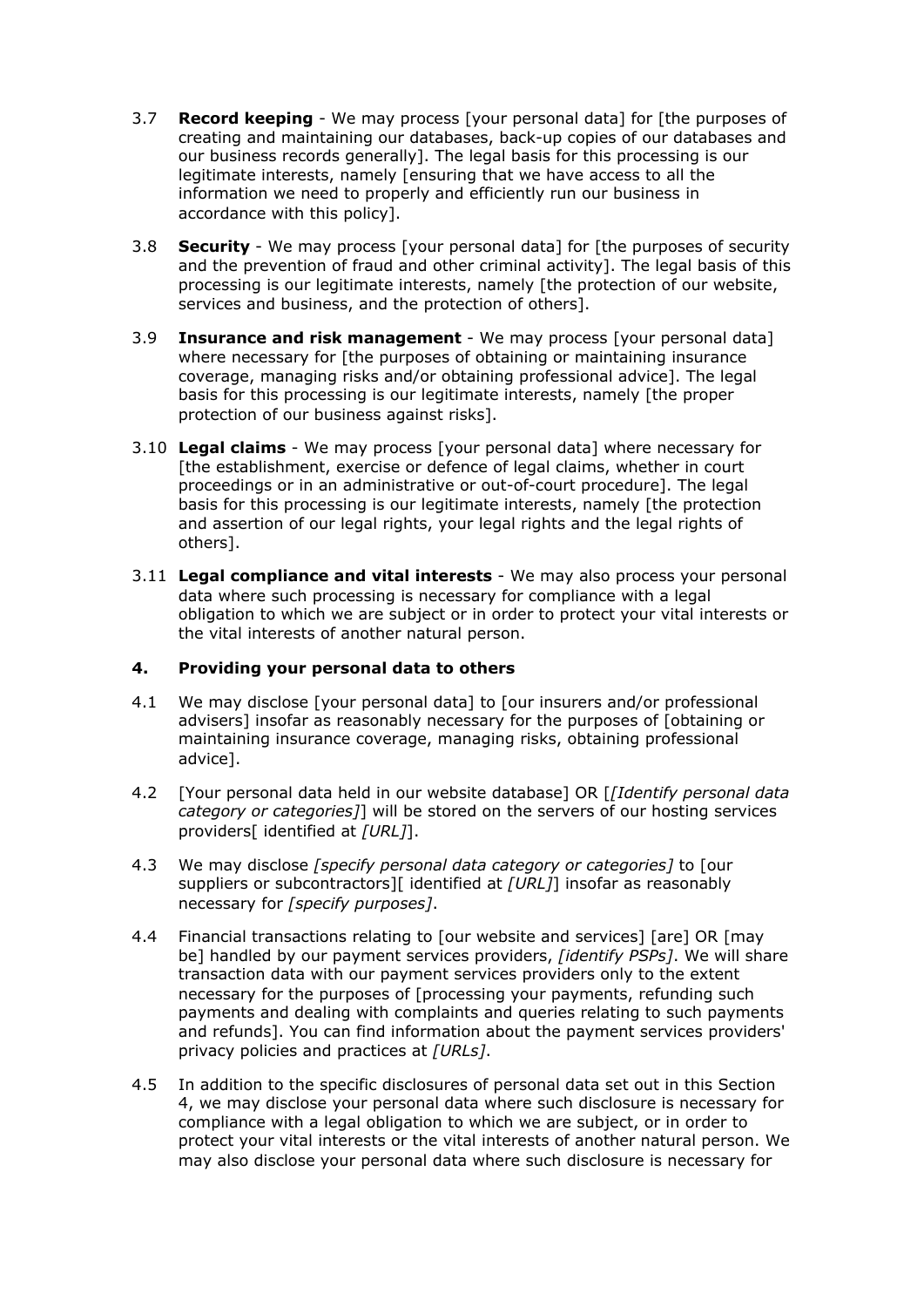3.7 **Record keeping** - We may process [your personal data] for [the purposes of creating and maintaining our databases, back-up copies of our databases and our business records generally]. The legal basis for this processing is our legitimate interests, namely [ensuring that we have access to all the information we need to properly and efficiently run our business in accordance with this policy].

3.8 **Security** - We may process [your personal data] for [the purposes of security and the prevention of fraud and other criminal activity]. The legal basis of this processing is our legitimate interests, namely [the protection of our website, services and business, and the protection of others].

3.9 **Insurance and risk management** - We may process [your personal data] where necessary for [the purposes of obtaining or maintaining insurance coverage, managing risks and/or obtaining professional advice]. The legal basis for this processing is our legitimate interests, namely [the proper protection of our business against risks].

3.10 **Legal claims** - We may process [your personal data] where necessary for [the establishment, exercise or defence of legal claims, whether in court proceedings or in an administrative or out-of-court procedure]. The legal basis for this processing is our legitimate interests, namely [the protection and assertion of our legal rights, your legal rights and the legal rights of others].

3.11 **Legal compliance and vital interests** - We may also process your personal data where such processing is necessary for compliance with a legal obligation to which we are subject or in order to protect your vital interests or the vital interests of another natural person.

## 4. Providing your personal data to others

4.1 We may disclose [your personal data] to [our insurers and/or professional advisers] insofar as reasonably necessary for the purposes of [obtaining or maintaining insurance coverage, managing risks, obtaining professional advice].

4.2 [Your personal data held in our website database] OR [*[Identify personal data category or categories]*] will be stored on the servers of our hosting services providers[ identified at *[URL]*].

4.3 We may disclose *[specify personal data category or categories]* to [our suppliers or subcontractors][ identified at *[URL]*] insofar as reasonably necessary for *[specify purposes]*.

4.4 Financial transactions relating to [our website and services] [are] OR [may be] handled by our payment services providers, *[identify PSPs]*. We will share transaction data with our payment services providers only to the extent necessary for the purposes of [processing your payments, refunding such payments and dealing with complaints and queries relating to such payments and refunds]. You can find information about the payment services providers' privacy policies and practices at *[URLs]*.

4.5 In addition to the specific disclosures of personal data set out in this Section 4, we may disclose your personal data where such disclosure is necessary for compliance with a legal obligation to which we are subject, or in order to protect your vital interests or the vital interests of another natural person. We may also disclose your personal data where such disclosure is necessary for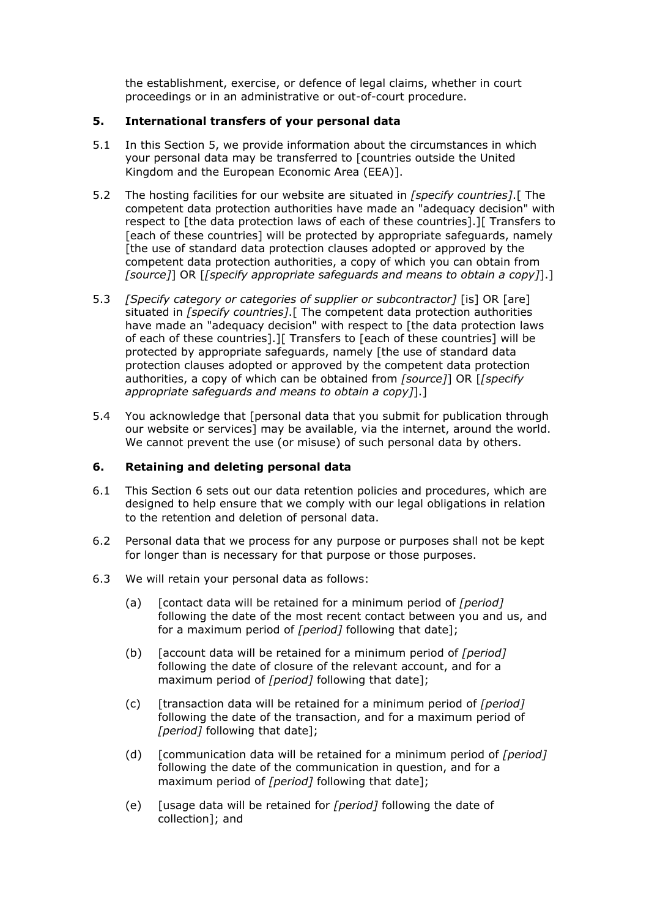the establishment, exercise, or defence of legal claims, whether in court proceedings or in an administrative or out-of-court procedure.

## 5. International transfers of your personal data

5.1 In this Section 5, we provide information about the circumstances in which your personal data may be transferred to [countries outside the United Kingdom and the European Economic Area (EEA)].

5.2 The hosting facilities for our website are situated in *[specify countries]*.[ The competent data protection authorities have made an "adequacy decision" with respect to [the data protection laws of each of these countries].][ Transfers to [each of these countries] will be protected by appropriate safeguards, namely [the use of standard data protection clauses adopted or approved by the competent data protection authorities, a copy of which you can obtain from *[source]*] OR [*[specify appropriate safeguards and means to obtain a copy]*].]

5.3 *[Specify category or categories of supplier or subcontractor]* [is] OR [are] situated in *[specify countries]*.[ The competent data protection authorities have made an "adequacy decision" with respect to [the data protection laws of each of these countries].][ Transfers to [each of these countries] will be protected by appropriate safeguards, namely [the use of standard data protection clauses adopted or approved by the competent data protection authorities, a copy of which can be obtained from *[source]*] OR [*[specify appropriate safeguards and means to obtain a copy]*].]

5.4 You acknowledge that [personal data that you submit for publication through our website or services] may be available, via the internet, around the world. We cannot prevent the use (or misuse) of such personal data by others.

## 6. Retaining and deleting personal data

6.1 This Section 6 sets out our data retention policies and procedures, which are designed to help ensure that we comply with our legal obligations in relation to the retention and deletion of personal data.

6.2 Personal data that we process for any purpose or purposes shall not be kept for longer than is necessary for that purpose or those purposes.

6.3 We will retain your personal data as follows:

(a) [contact data will be retained for a minimum period of *[period]* following the date of the most recent contact between you and us, and for a maximum period of *[period]* following that date];

(b) [account data will be retained for a minimum period of *[period]* following the date of closure of the relevant account, and for a maximum period of *[period]* following that date];

(c) [transaction data will be retained for a minimum period of *[period]* following the date of the transaction, and for a maximum period of *[period]* following that date];

(d) [communication data will be retained for a minimum period of *[period]* following the date of the communication in question, and for a maximum period of *[period]* following that date];

(e) [usage data will be retained for *[period]* following the date of collection]; and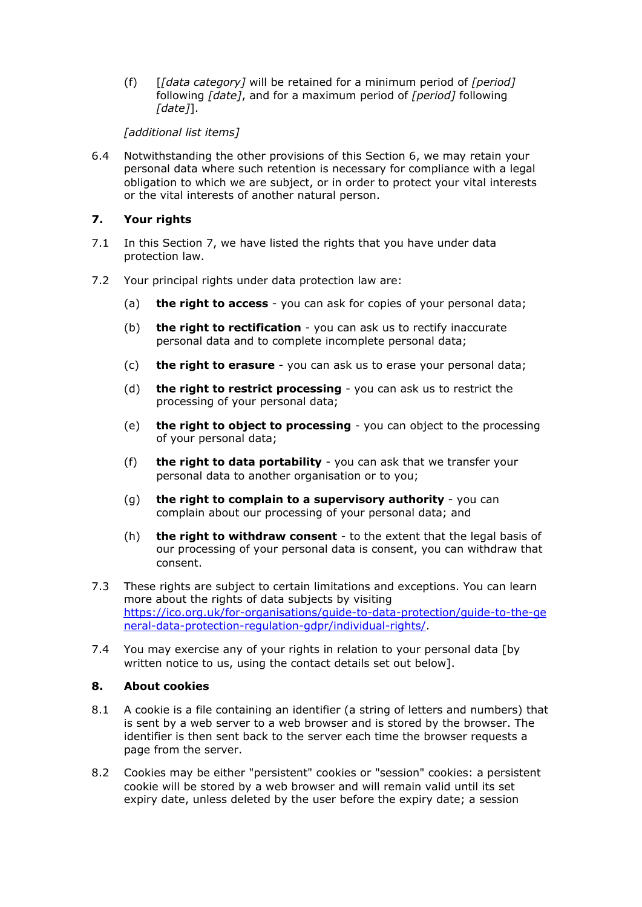(f) [*[data category]* will be retained for a minimum period of *[period]* following *[date]*, and for a maximum period of *[period]* following *[date]*].

*[additional list items]*

6.4 Notwithstanding the other provisions of this Section 6, we may retain your personal data where such retention is necessary for compliance with a legal obligation to which we are subject, or in order to protect your vital interests or the vital interests of another natural person.

## 7. Your rights

7.1 In this Section 7, we have listed the rights that you have under data protection law.

7.2 Your principal rights under data protection law are:

(a) **the right to access** - you can ask for copies of your personal data;

(b) **the right to rectification** - you can ask us to rectify inaccurate personal data and to complete incomplete personal data;

(c) **the right to erasure** - you can ask us to erase your personal data;

(d) **the right to restrict processing** - you can ask us to restrict the processing of your personal data;

(e) **the right to object to processing** - you can object to the processing of your personal data;

(f) **the right to data portability** - you can ask that we transfer your personal data to another organisation or to you;

(g) **the right to complain to a supervisory authority** - you can complain about our processing of your personal data; and

(h) **the right to withdraw consent** - to the extent that the legal basis of our processing of your personal data is consent, you can withdraw that consent.

7.3 These rights are subject to certain limitations and exceptions. You can learn more about the rights of data subjects by visiting [https://ico.org.uk/for-organisations/guide-to-data-protection/guide-to-the-general-data-protection-regulation-gdpr/individual-rights/](https://ico.org.uk/for-organisations/guide-to-data-protection/guide-to-the-general-data-protection-regulation-gdpr/individual-rights/).

7.4 You may exercise any of your rights in relation to your personal data [by written notice to us, using the contact details set out below].

## 8. About cookies

8.1 A cookie is a file containing an identifier (a string of letters and numbers) that is sent by a web server to a web browser and is stored by the browser. The identifier is then sent back to the server each time the browser requests a page from the server.

8.2 Cookies may be either "persistent" cookies or "session" cookies: a persistent cookie will be stored by a web browser and will remain valid until its set expiry date, unless deleted by the user before the expiry date; a session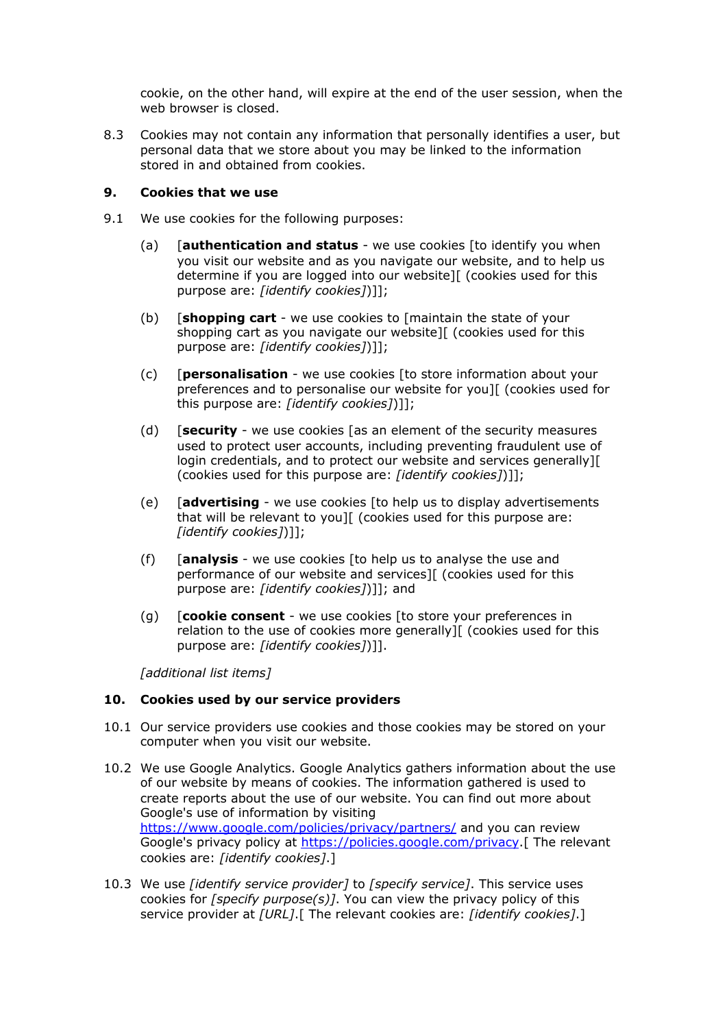cookie, on the other hand, will expire at the end of the user session, when the web browser is closed.

8.3 Cookies may not contain any information that personally identifies a user, but personal data that we store about you may be linked to the information stored in and obtained from cookies.

## 9. Cookies that we use

9.1 We use cookies for the following purposes:

(a) [**authentication and status** - we use cookies [to identify you when you visit our website and as you navigate our website, and to help us determine if you are logged into our website][ (cookies used for this purpose are: *[identify cookies]*)]];

(b) [**shopping cart** - we use cookies to [maintain the state of your shopping cart as you navigate our website][ (cookies used for this purpose are: *[identify cookies]*)]];

(c) [**personalisation** - we use cookies [to store information about your preferences and to personalise our website for you][ (cookies used for this purpose are: *[identify cookies]*)]];

(d) [**security** - we use cookies [as an element of the security measures used to protect user accounts, including preventing fraudulent use of login credentials, and to protect our website and services generally][ (cookies used for this purpose are: *[identify cookies]*)]];

(e) [**advertising** - we use cookies [to help us to display advertisements that will be relevant to you][ (cookies used for this purpose are: *[identify cookies]*)]];

(f) [**analysis** - we use cookies [to help us to analyse the use and performance of our website and services][ (cookies used for this purpose are: *[identify cookies]*)]]; and

(g) [**cookie consent** - we use cookies [to store your preferences in relation to the use of cookies more generally][ (cookies used for this purpose are: *[identify cookies]*)]].

*[additional list items]*

## 10. Cookies used by our service providers

10.1 Our service providers use cookies and those cookies may be stored on your computer when you visit our website.

10.2 We use Google Analytics. Google Analytics gathers information about the use of our website by means of cookies. The information gathered is used to create reports about the use of our website. You can find out more about Google's use of information by visiting https://www.google.com/policies/privacy/partners/ and you can review Google's privacy policy at https://policies.google.com/privacy.[ The relevant cookies are: *[identify cookies]*.]

10.3 We use *[identify service provider]* to *[specify service]*. This service uses cookies for *[specify purpose(s)]*. You can view the privacy policy of this service provider at *[URL]*.[ The relevant cookies are: *[identify cookies]*.]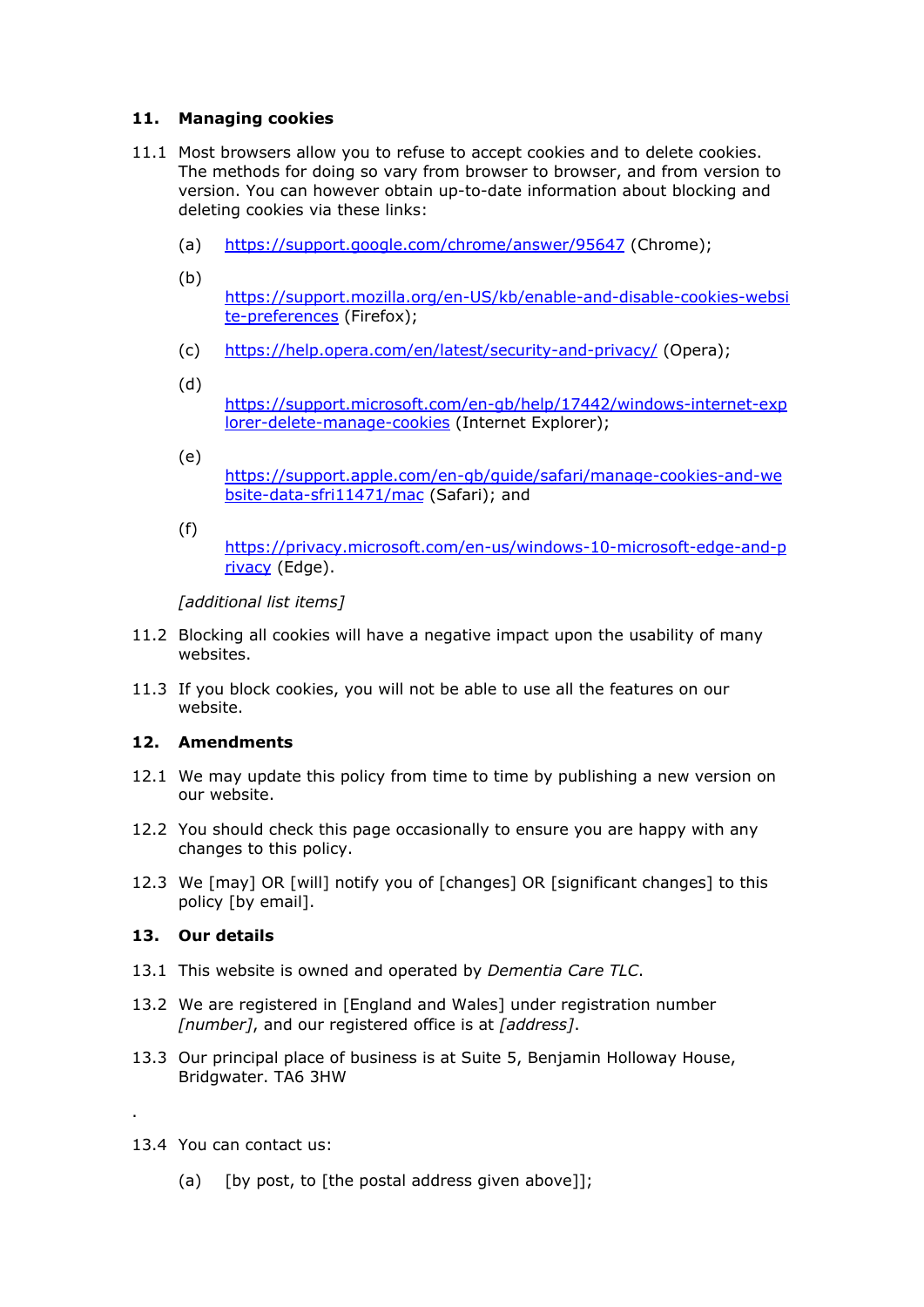## 11. Managing cookies

11.1 Most browsers allow you to refuse to accept cookies and to delete cookies. The methods for doing so vary from browser to browser, and from version to version. You can however obtain up-to-date information about blocking and deleting cookies via these links:

(a) https://support.google.com/chrome/answer/95647 (Chrome);

(b) https://support.mozilla.org/en-US/kb/enable-and-disable-cookies-website-preferences (Firefox);

(c) https://help.opera.com/en/latest/security-and-privacy/ (Opera);

(d) https://support.microsoft.com/en-gb/help/17442/windows-internet-explorer-delete-manage-cookies (Internet Explorer);

(e) https://support.apple.com/en-gb/guide/safari/manage-cookies-and-website-data-sfri11471/mac (Safari); and

(f) https://privacy.microsoft.com/en-us/windows-10-microsoft-edge-and-privacy (Edge).

*[additional list items]*

11.2 Blocking all cookies will have a negative impact upon the usability of many websites.

11.3 If you block cookies, you will not be able to use all the features on our website.

## 12. Amendments

12.1 We may update this policy from time to time by publishing a new version on our website.

12.2 You should check this page occasionally to ensure you are happy with any changes to this policy.

12.3 We [may] OR [will] notify you of [changes] OR [significant changes] to this policy [by email].

## 13. Our details

13.1 This website is owned and operated by *Dementia Care TLC*.

13.2 We are registered in [England and Wales] under registration number *[number]*, and our registered office is at *[address]*.

13.3 Our principal place of business is at Suite 5, Benjamin Holloway House, Bridgwater. TA6 3HW

.

13.4 You can contact us:

(a) [by post, to [the postal address given above]];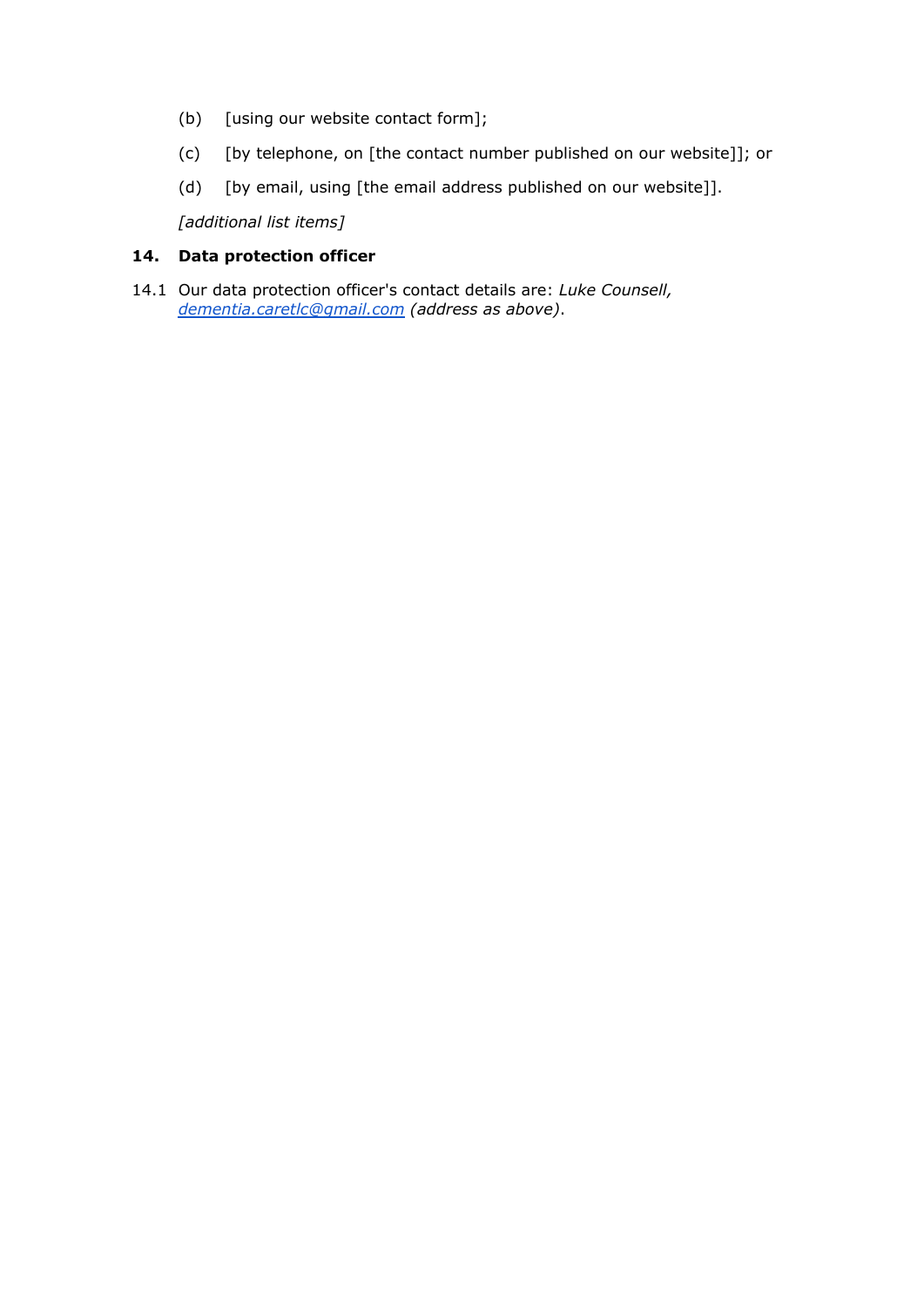(b) [using our website contact form];

(c) [by telephone, on [the contact number published on our website]]; or

(d) [by email, using [the email address published on our website]].

*[additional list items]*

## 14. Data protection officer

14.1 Our data protection officer's contact details are: *Luke Counsell, dementia.caretlc@gmail.com (address as above)*.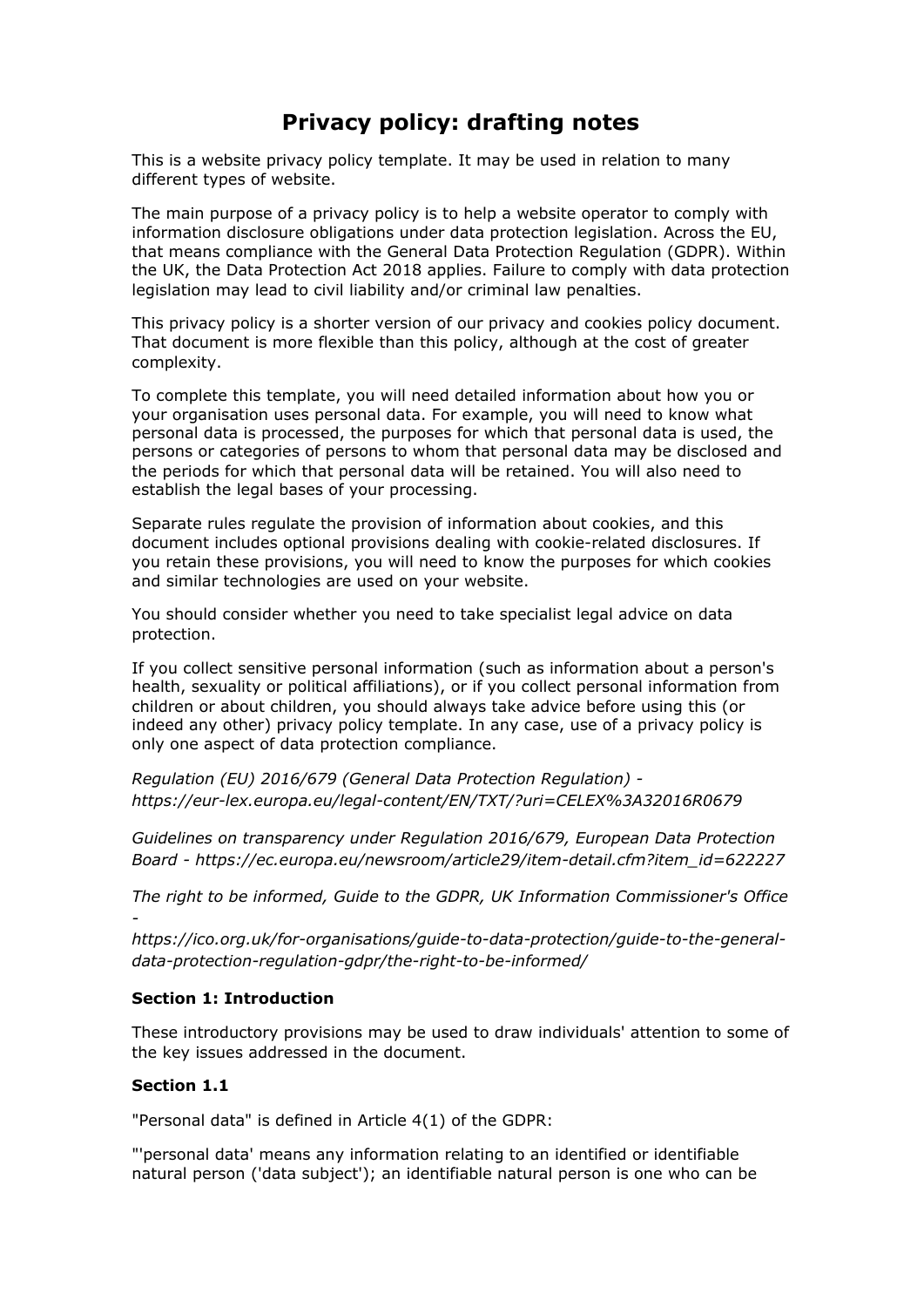# Privacy policy: drafting notes

This is a website privacy policy template. It may be used in relation to many different types of website.

The main purpose of a privacy policy is to help a website operator to comply with information disclosure obligations under data protection legislation. Across the EU, that means compliance with the General Data Protection Regulation (GDPR). Within the UK, the Data Protection Act 2018 applies. Failure to comply with data protection legislation may lead to civil liability and/or criminal law penalties.

This privacy policy is a shorter version of our privacy and cookies policy document. That document is more flexible than this policy, although at the cost of greater complexity.

To complete this template, you will need detailed information about how you or your organisation uses personal data. For example, you will need to know what personal data is processed, the purposes for which that personal data is used, the persons or categories of persons to whom that personal data may be disclosed and the periods for which that personal data will be retained. You will also need to establish the legal bases of your processing.

Separate rules regulate the provision of information about cookies, and this document includes optional provisions dealing with cookie-related disclosures. If you retain these provisions, you will need to know the purposes for which cookies and similar technologies are used on your website.

You should consider whether you need to take specialist legal advice on data protection.

If you collect sensitive personal information (such as information about a person's health, sexuality or political affiliations), or if you collect personal information from children or about children, you should always take advice before using this (or indeed any other) privacy policy template. In any case, use of a privacy policy is only one aspect of data protection compliance.

*Regulation (EU) 2016/679 (General Data Protection Regulation) - https://eur-lex.europa.eu/legal-content/EN/TXT/?uri=CELEX%3A32016R0679*

*Guidelines on transparency under Regulation 2016/679, European Data Protection Board - https://ec.europa.eu/newsroom/article29/item-detail.cfm?item_id=622227*

*The right to be informed, Guide to the GDPR, UK Information Commissioner's Office - https://ico.org.uk/for-organisations/guide-to-data-protection/guide-to-the-general-data-protection-regulation-gdpr/the-right-to-be-informed/*

**Section 1: Introduction**

These introductory provisions may be used to draw individuals' attention to some of the key issues addressed in the document.

**Section 1.1**

"Personal data" is defined in Article 4(1) of the GDPR:

"'personal data' means any information relating to an identified or identifiable natural person ('data subject'); an identifiable natural person is one who can be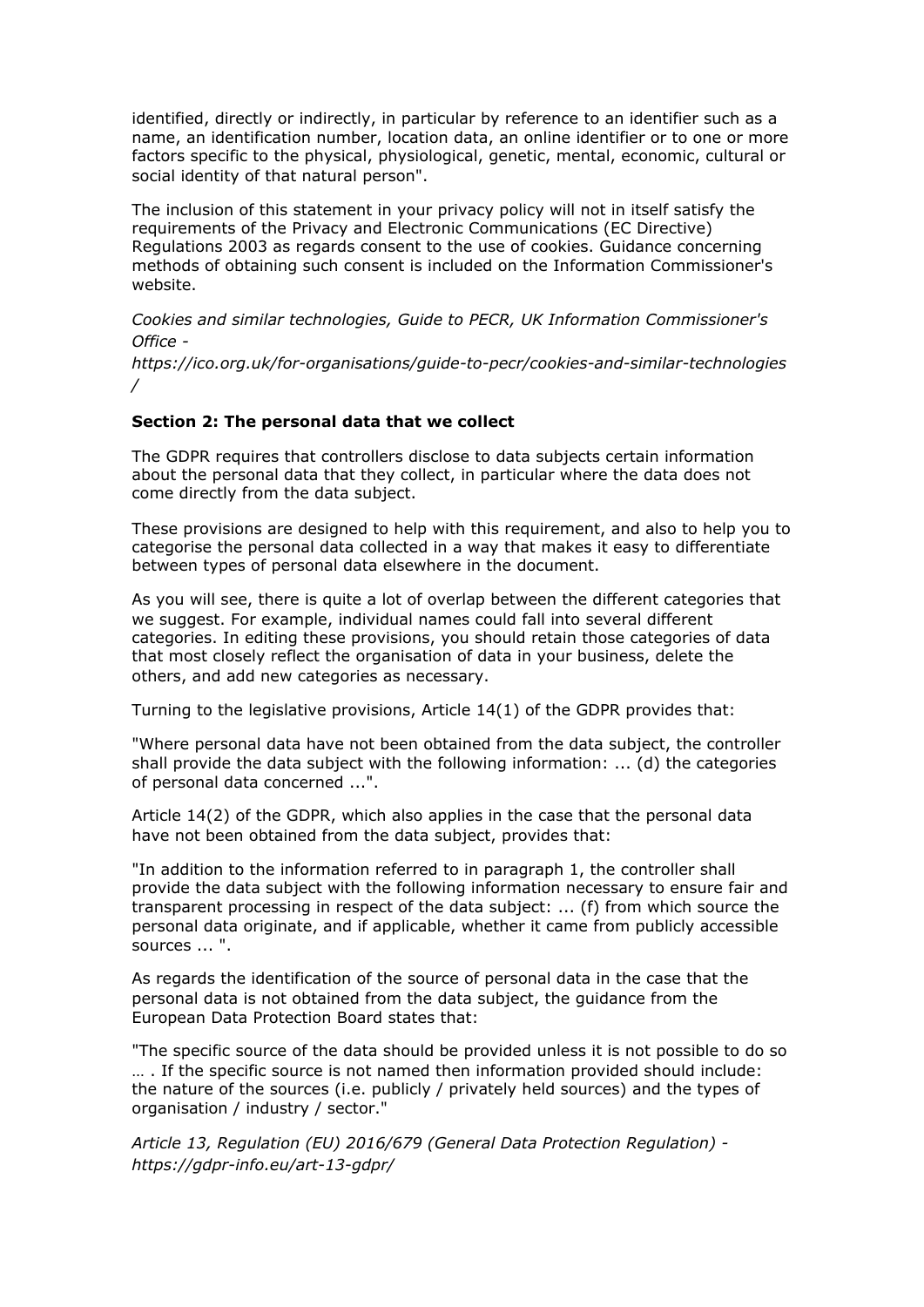identified, directly or indirectly, in particular by reference to an identifier such as a name, an identification number, location data, an online identifier or to one or more factors specific to the physical, physiological, genetic, mental, economic, cultural or social identity of that natural person".

The inclusion of this statement in your privacy policy will not in itself satisfy the requirements of the Privacy and Electronic Communications (EC Directive) Regulations 2003 as regards consent to the use of cookies. Guidance concerning methods of obtaining such consent is included on the Information Commissioner's website.

*Cookies and similar technologies, Guide to PECR, UK Information Commissioner's Office - https://ico.org.uk/for-organisations/guide-to-pecr/cookies-and-similar-technologies/*

**Section 2: The personal data that we collect**

The GDPR requires that controllers disclose to data subjects certain information about the personal data that they collect, in particular where the data does not come directly from the data subject.

These provisions are designed to help with this requirement, and also to help you to categorise the personal data collected in a way that makes it easy to differentiate between types of personal data elsewhere in the document.

As you will see, there is quite a lot of overlap between the different categories that we suggest. For example, individual names could fall into several different categories. In editing these provisions, you should retain those categories of data that most closely reflect the organisation of data in your business, delete the others, and add new categories as necessary.

Turning to the legislative provisions, Article 14(1) of the GDPR provides that:

"Where personal data have not been obtained from the data subject, the controller shall provide the data subject with the following information: ... (d) the categories of personal data concerned ...".

Article 14(2) of the GDPR, which also applies in the case that the personal data have not been obtained from the data subject, provides that:

"In addition to the information referred to in paragraph 1, the controller shall provide the data subject with the following information necessary to ensure fair and transparent processing in respect of the data subject: ... (f) from which source the personal data originate, and if applicable, whether it came from publicly accessible sources ... ".

As regards the identification of the source of personal data in the case that the personal data is not obtained from the data subject, the guidance from the European Data Protection Board states that:

"The specific source of the data should be provided unless it is not possible to do so … . If the specific source is not named then information provided should include: the nature of the sources (i.e. publicly / privately held sources) and the types of organisation / industry / sector."

*Article 13, Regulation (EU) 2016/679 (General Data Protection Regulation) - https://gdpr-info.eu/art-13-gdpr/*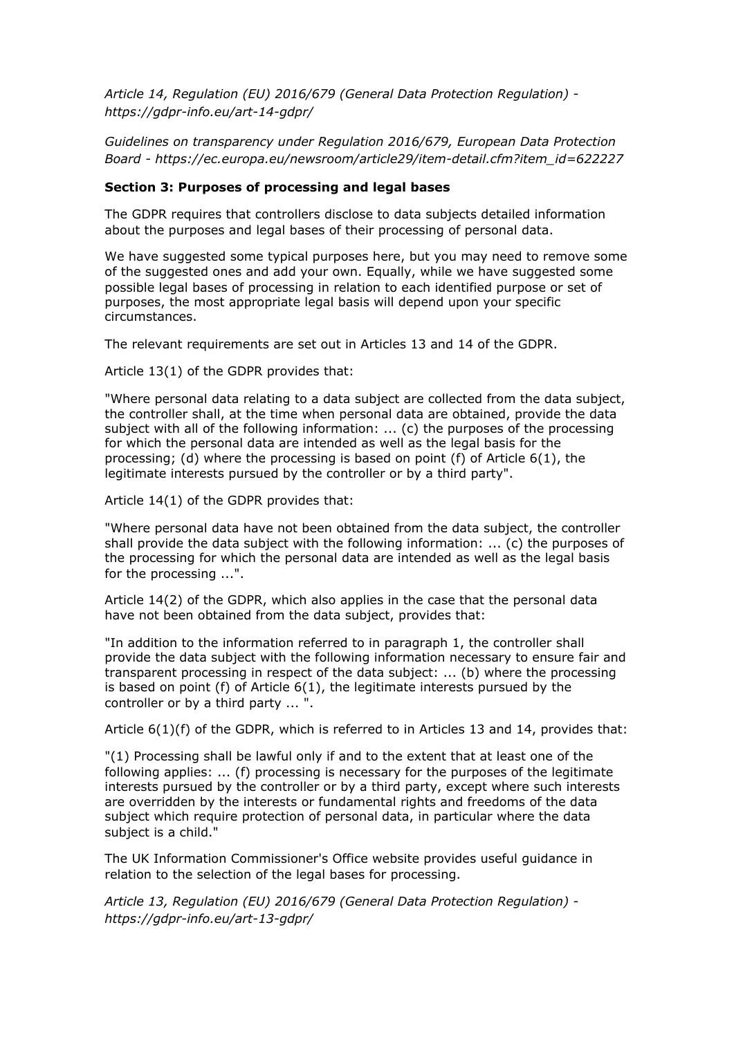*Article 14, Regulation (EU) 2016/679 (General Data Protection Regulation) - https://gdpr-info.eu/art-14-gdpr/*

*Guidelines on transparency under Regulation 2016/679, European Data Protection Board - https://ec.europa.eu/newsroom/article29/item-detail.cfm?item_id=622227*

**Section 3: Purposes of processing and legal bases**

The GDPR requires that controllers disclose to data subjects detailed information about the purposes and legal bases of their processing of personal data.

We have suggested some typical purposes here, but you may need to remove some of the suggested ones and add your own. Equally, while we have suggested some possible legal bases of processing in relation to each identified purpose or set of purposes, the most appropriate legal basis will depend upon your specific circumstances.

The relevant requirements are set out in Articles 13 and 14 of the GDPR.

Article 13(1) of the GDPR provides that:

"Where personal data relating to a data subject are collected from the data subject, the controller shall, at the time when personal data are obtained, provide the data subject with all of the following information: ... (c) the purposes of the processing for which the personal data are intended as well as the legal basis for the processing; (d) where the processing is based on point (f) of Article 6(1), the legitimate interests pursued by the controller or by a third party".

Article 14(1) of the GDPR provides that:

"Where personal data have not been obtained from the data subject, the controller shall provide the data subject with the following information: ... (c) the purposes of the processing for which the personal data are intended as well as the legal basis for the processing ...".

Article 14(2) of the GDPR, which also applies in the case that the personal data have not been obtained from the data subject, provides that:

"In addition to the information referred to in paragraph 1, the controller shall provide the data subject with the following information necessary to ensure fair and transparent processing in respect of the data subject: ... (b) where the processing is based on point (f) of Article 6(1), the legitimate interests pursued by the controller or by a third party ... ".

Article 6(1)(f) of the GDPR, which is referred to in Articles 13 and 14, provides that:

"(1) Processing shall be lawful only if and to the extent that at least one of the following applies: ... (f) processing is necessary for the purposes of the legitimate interests pursued by the controller or by a third party, except where such interests are overridden by the interests or fundamental rights and freedoms of the data subject which require protection of personal data, in particular where the data subject is a child."

The UK Information Commissioner's Office website provides useful guidance in relation to the selection of the legal bases for processing.

*Article 13, Regulation (EU) 2016/679 (General Data Protection Regulation) - https://gdpr-info.eu/art-13-gdpr/*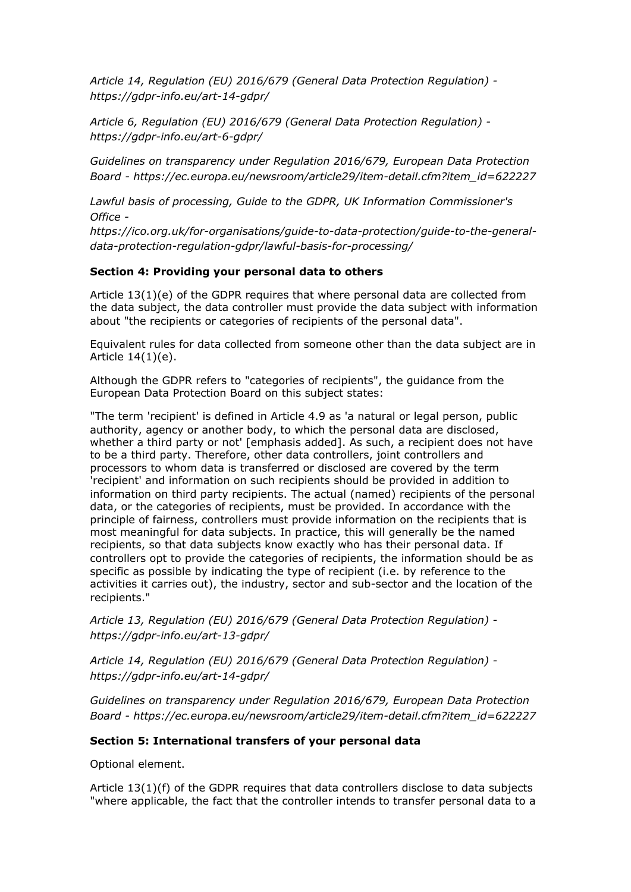*Article 14, Regulation (EU) 2016/679 (General Data Protection Regulation) - https://gdpr-info.eu/art-14-gdpr/*

*Article 6, Regulation (EU) 2016/679 (General Data Protection Regulation) - https://gdpr-info.eu/art-6-gdpr/*

*Guidelines on transparency under Regulation 2016/679, European Data Protection Board - https://ec.europa.eu/newsroom/article29/item-detail.cfm?item_id=622227*

*Lawful basis of processing, Guide to the GDPR, UK Information Commissioner's Office - https://ico.org.uk/for-organisations/guide-to-data-protection/guide-to-the-general-data-protection-regulation-gdpr/lawful-basis-for-processing/*

**Section 4: Providing your personal data to others**

Article 13(1)(e) of the GDPR requires that where personal data are collected from the data subject, the data controller must provide the data subject with information about "the recipients or categories of recipients of the personal data".

Equivalent rules for data collected from someone other than the data subject are in Article 14(1)(e).

Although the GDPR refers to "categories of recipients", the guidance from the European Data Protection Board on this subject states:

"The term 'recipient' is defined in Article 4.9 as 'a natural or legal person, public authority, agency or another body, to which the personal data are disclosed, whether a third party or not' [emphasis added]. As such, a recipient does not have to be a third party. Therefore, other data controllers, joint controllers and processors to whom data is transferred or disclosed are covered by the term 'recipient' and information on such recipients should be provided in addition to information on third party recipients. The actual (named) recipients of the personal data, or the categories of recipients, must be provided. In accordance with the principle of fairness, controllers must provide information on the recipients that is most meaningful for data subjects. In practice, this will generally be the named recipients, so that data subjects know exactly who has their personal data. If controllers opt to provide the categories of recipients, the information should be as specific as possible by indicating the type of recipient (i.e. by reference to the activities it carries out), the industry, sector and sub-sector and the location of the recipients."

*Article 13, Regulation (EU) 2016/679 (General Data Protection Regulation) - https://gdpr-info.eu/art-13-gdpr/*

*Article 14, Regulation (EU) 2016/679 (General Data Protection Regulation) - https://gdpr-info.eu/art-14-gdpr/*

*Guidelines on transparency under Regulation 2016/679, European Data Protection Board - https://ec.europa.eu/newsroom/article29/item-detail.cfm?item_id=622227*

**Section 5: International transfers of your personal data**

Optional element.

Article 13(1)(f) of the GDPR requires that data controllers disclose to data subjects "where applicable, the fact that the controller intends to transfer personal data to a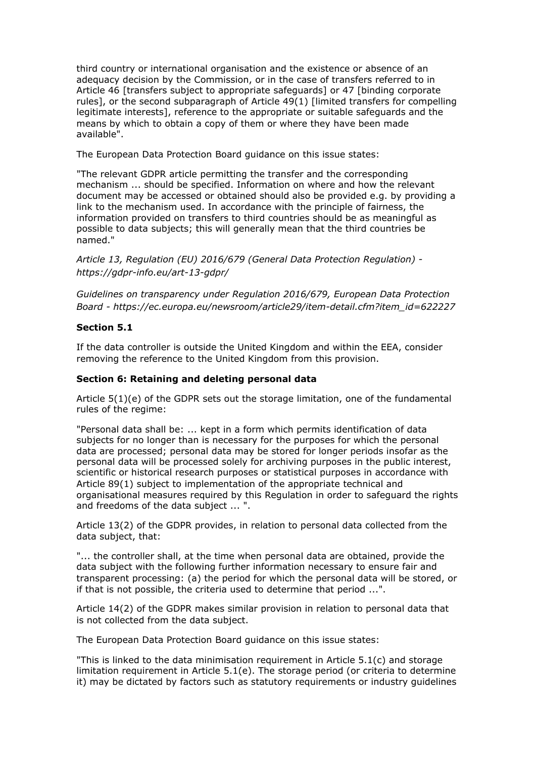third country or international organisation and the existence or absence of an adequacy decision by the Commission, or in the case of transfers referred to in Article 46 [transfers subject to appropriate safeguards] or 47 [binding corporate rules], or the second subparagraph of Article 49(1) [limited transfers for compelling legitimate interests], reference to the appropriate or suitable safeguards and the means by which to obtain a copy of them or where they have been made available".

The European Data Protection Board guidance on this issue states:

"The relevant GDPR article permitting the transfer and the corresponding mechanism ... should be specified. Information on where and how the relevant document may be accessed or obtained should also be provided e.g. by providing a link to the mechanism used. In accordance with the principle of fairness, the information provided on transfers to third countries should be as meaningful as possible to data subjects; this will generally mean that the third countries be named."

*Article 13, Regulation (EU) 2016/679 (General Data Protection Regulation) - https://gdpr-info.eu/art-13-gdpr/*

*Guidelines on transparency under Regulation 2016/679, European Data Protection Board - https://ec.europa.eu/newsroom/article29/item-detail.cfm?item_id=622227*

**Section 5.1**

If the data controller is outside the United Kingdom and within the EEA, consider removing the reference to the United Kingdom from this provision.

**Section 6: Retaining and deleting personal data**

Article 5(1)(e) of the GDPR sets out the storage limitation, one of the fundamental rules of the regime:

"Personal data shall be: ... kept in a form which permits identification of data subjects for no longer than is necessary for the purposes for which the personal data are processed; personal data may be stored for longer periods insofar as the personal data will be processed solely for archiving purposes in the public interest, scientific or historical research purposes or statistical purposes in accordance with Article 89(1) subject to implementation of the appropriate technical and organisational measures required by this Regulation in order to safeguard the rights and freedoms of the data subject ... ".

Article 13(2) of the GDPR provides, in relation to personal data collected from the data subject, that:

"... the controller shall, at the time when personal data are obtained, provide the data subject with the following further information necessary to ensure fair and transparent processing: (a) the period for which the personal data will be stored, or if that is not possible, the criteria used to determine that period ...".

Article 14(2) of the GDPR makes similar provision in relation to personal data that is not collected from the data subject.

The European Data Protection Board guidance on this issue states:

"This is linked to the data minimisation requirement in Article 5.1(c) and storage limitation requirement in Article 5.1(e). The storage period (or criteria to determine it) may be dictated by factors such as statutory requirements or industry guidelines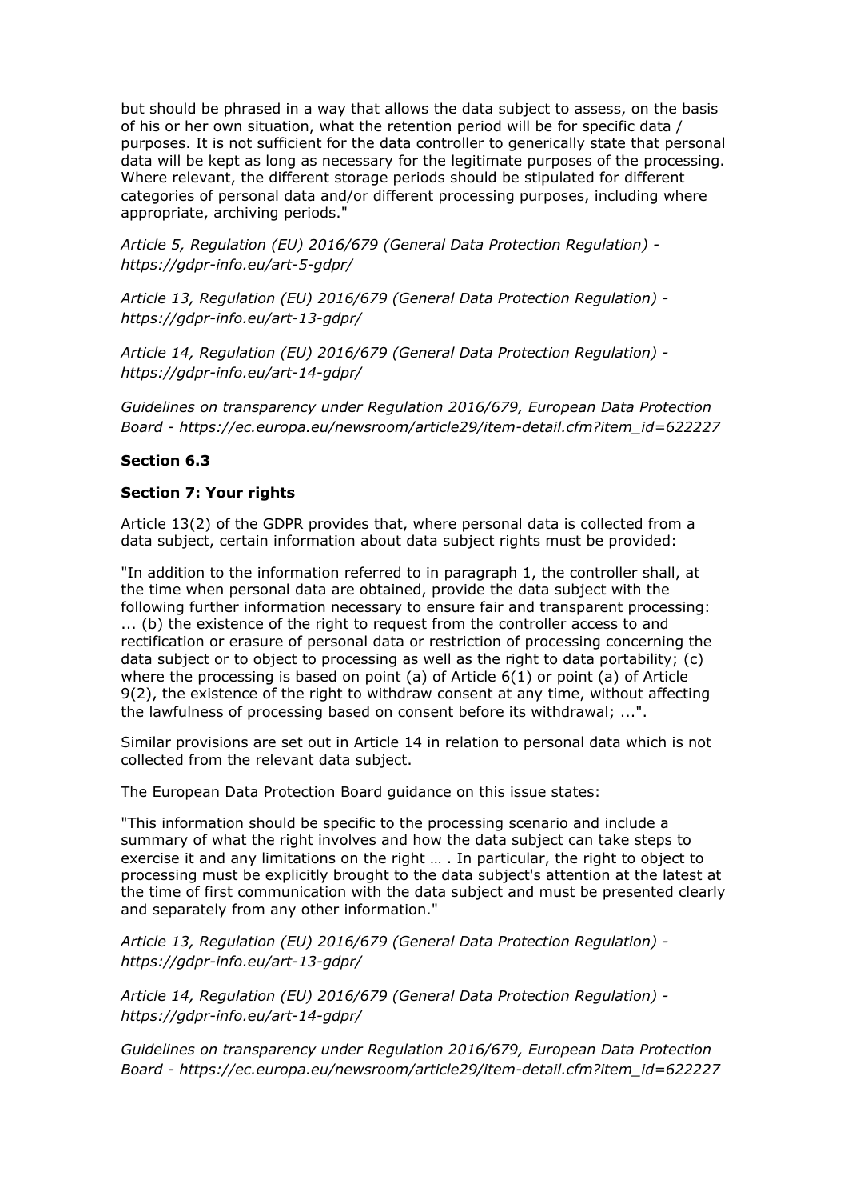but should be phrased in a way that allows the data subject to assess, on the basis of his or her own situation, what the retention period will be for specific data / purposes. It is not sufficient for the data controller to generically state that personal data will be kept as long as necessary for the legitimate purposes of the processing. Where relevant, the different storage periods should be stipulated for different categories of personal data and/or different processing purposes, including where appropriate, archiving periods."

*Article 5, Regulation (EU) 2016/679 (General Data Protection Regulation) - https://gdpr-info.eu/art-5-gdpr/*

*Article 13, Regulation (EU) 2016/679 (General Data Protection Regulation) - https://gdpr-info.eu/art-13-gdpr/*

*Article 14, Regulation (EU) 2016/679 (General Data Protection Regulation) - https://gdpr-info.eu/art-14-gdpr/*

*Guidelines on transparency under Regulation 2016/679, European Data Protection Board - https://ec.europa.eu/newsroom/article29/item-detail.cfm?item_id=622227*

**Section 6.3**

**Section 7: Your rights**

Article 13(2) of the GDPR provides that, where personal data is collected from a data subject, certain information about data subject rights must be provided:

"In addition to the information referred to in paragraph 1, the controller shall, at the time when personal data are obtained, provide the data subject with the following further information necessary to ensure fair and transparent processing: ... (b) the existence of the right to request from the controller access to and rectification or erasure of personal data or restriction of processing concerning the data subject or to object to processing as well as the right to data portability; (c) where the processing is based on point (a) of Article 6(1) or point (a) of Article 9(2), the existence of the right to withdraw consent at any time, without affecting the lawfulness of processing based on consent before its withdrawal; ...".

Similar provisions are set out in Article 14 in relation to personal data which is not collected from the relevant data subject.

The European Data Protection Board guidance on this issue states:

"This information should be specific to the processing scenario and include a summary of what the right involves and how the data subject can take steps to exercise it and any limitations on the right … . In particular, the right to object to processing must be explicitly brought to the data subject's attention at the latest at the time of first communication with the data subject and must be presented clearly and separately from any other information."

*Article 13, Regulation (EU) 2016/679 (General Data Protection Regulation) - https://gdpr-info.eu/art-13-gdpr/*

*Article 14, Regulation (EU) 2016/679 (General Data Protection Regulation) - https://gdpr-info.eu/art-14-gdpr/*

*Guidelines on transparency under Regulation 2016/679, European Data Protection Board - https://ec.europa.eu/newsroom/article29/item-detail.cfm?item_id=622227*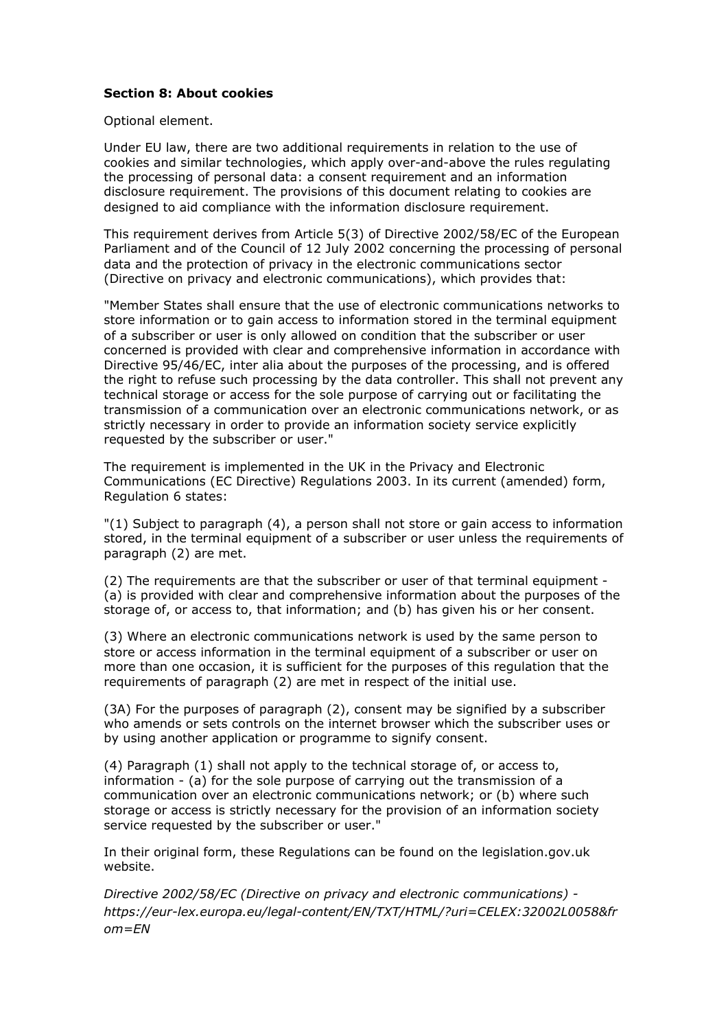**Section 8: About cookies**

Optional element.

Under EU law, there are two additional requirements in relation to the use of cookies and similar technologies, which apply over-and-above the rules regulating the processing of personal data: a consent requirement and an information disclosure requirement. The provisions of this document relating to cookies are designed to aid compliance with the information disclosure requirement.

This requirement derives from Article 5(3) of Directive 2002/58/EC of the European Parliament and of the Council of 12 July 2002 concerning the processing of personal data and the protection of privacy in the electronic communications sector (Directive on privacy and electronic communications), which provides that:

"Member States shall ensure that the use of electronic communications networks to store information or to gain access to information stored in the terminal equipment of a subscriber or user is only allowed on condition that the subscriber or user concerned is provided with clear and comprehensive information in accordance with Directive 95/46/EC, inter alia about the purposes of the processing, and is offered the right to refuse such processing by the data controller. This shall not prevent any technical storage or access for the sole purpose of carrying out or facilitating the transmission of a communication over an electronic communications network, or as strictly necessary in order to provide an information society service explicitly requested by the subscriber or user."

The requirement is implemented in the UK in the Privacy and Electronic Communications (EC Directive) Regulations 2003. In its current (amended) form, Regulation 6 states:

"(1) Subject to paragraph (4), a person shall not store or gain access to information stored, in the terminal equipment of a subscriber or user unless the requirements of paragraph (2) are met.

(2) The requirements are that the subscriber or user of that terminal equipment - (a) is provided with clear and comprehensive information about the purposes of the storage of, or access to, that information; and (b) has given his or her consent.

(3) Where an electronic communications network is used by the same person to store or access information in the terminal equipment of a subscriber or user on more than one occasion, it is sufficient for the purposes of this regulation that the requirements of paragraph (2) are met in respect of the initial use.

(3A) For the purposes of paragraph (2), consent may be signified by a subscriber who amends or sets controls on the internet browser which the subscriber uses or by using another application or programme to signify consent.

(4) Paragraph (1) shall not apply to the technical storage of, or access to, information - (a) for the sole purpose of carrying out the transmission of a communication over an electronic communications network; or (b) where such storage or access is strictly necessary for the provision of an information society service requested by the subscriber or user."

In their original form, these Regulations can be found on the legislation.gov.uk website.

*Directive 2002/58/EC (Directive on privacy and electronic communications) - https://eur-lex.europa.eu/legal-content/EN/TXT/HTML/?uri=CELEX:32002L0058&from=EN*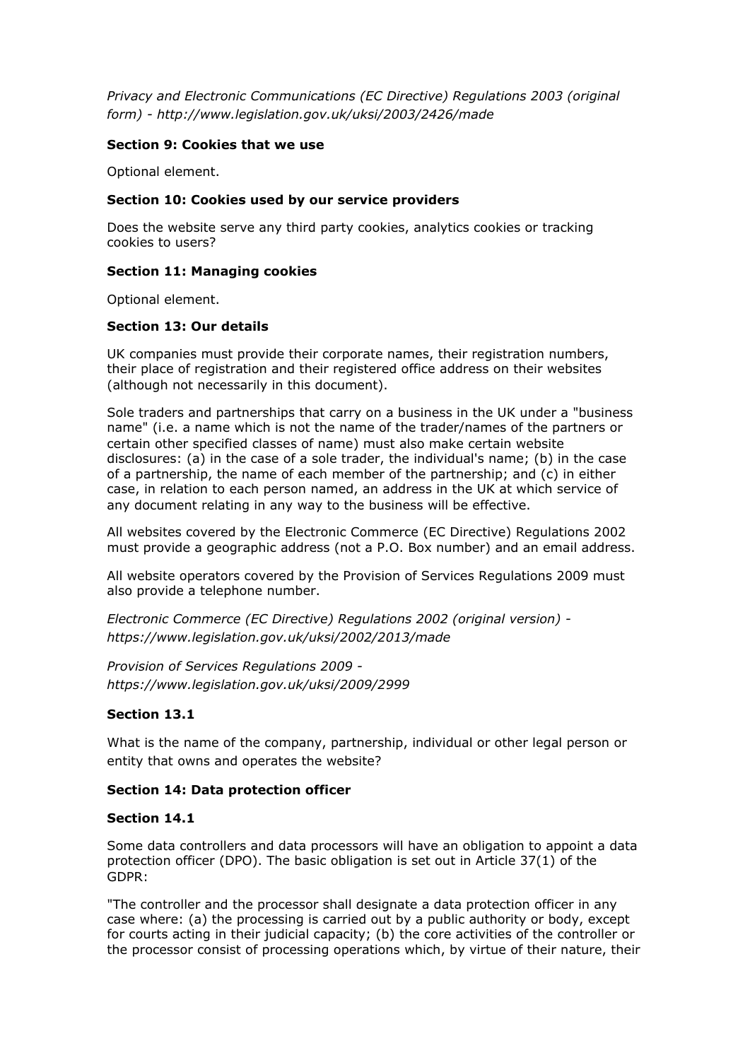*Privacy and Electronic Communications (EC Directive) Regulations 2003 (original form) - http://www.legislation.gov.uk/uksi/2003/2426/made*

**Section 9: Cookies that we use**

Optional element.

**Section 10: Cookies used by our service providers**

Does the website serve any third party cookies, analytics cookies or tracking cookies to users?

**Section 11: Managing cookies**

Optional element.

**Section 13: Our details**

UK companies must provide their corporate names, their registration numbers, their place of registration and their registered office address on their websites (although not necessarily in this document).

Sole traders and partnerships that carry on a business in the UK under a "business name" (i.e. a name which is not the name of the trader/names of the partners or certain other specified classes of name) must also make certain website disclosures: (a) in the case of a sole trader, the individual's name; (b) in the case of a partnership, the name of each member of the partnership; and (c) in either case, in relation to each person named, an address in the UK at which service of any document relating in any way to the business will be effective.

All websites covered by the Electronic Commerce (EC Directive) Regulations 2002 must provide a geographic address (not a P.O. Box number) and an email address.

All website operators covered by the Provision of Services Regulations 2009 must also provide a telephone number.

*Electronic Commerce (EC Directive) Regulations 2002 (original version) - https://www.legislation.gov.uk/uksi/2002/2013/made*

*Provision of Services Regulations 2009 - https://www.legislation.gov.uk/uksi/2009/2999*

**Section 13.1**

What is the name of the company, partnership, individual or other legal person or entity that owns and operates the website?

**Section 14: Data protection officer**

**Section 14.1**

Some data controllers and data processors will have an obligation to appoint a data protection officer (DPO). The basic obligation is set out in Article 37(1) of the GDPR:

"The controller and the processor shall designate a data protection officer in any case where: (a) the processing is carried out by a public authority or body, except for courts acting in their judicial capacity; (b) the core activities of the controller or the processor consist of processing operations which, by virtue of their nature, their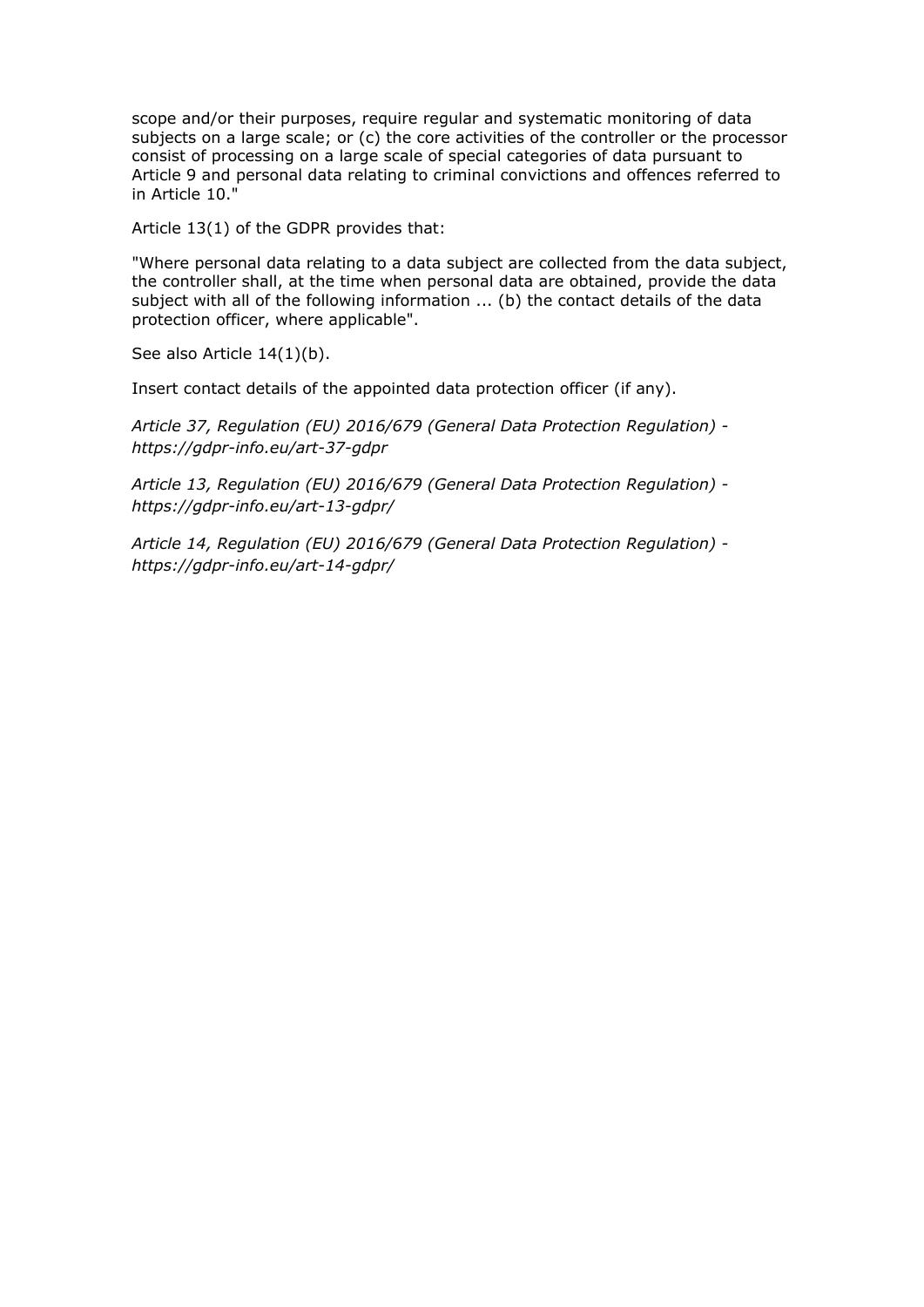scope and/or their purposes, require regular and systematic monitoring of data subjects on a large scale; or (c) the core activities of the controller or the processor consist of processing on a large scale of special categories of data pursuant to Article 9 and personal data relating to criminal convictions and offences referred to in Article 10."

Article 13(1) of the GDPR provides that:

"Where personal data relating to a data subject are collected from the data subject, the controller shall, at the time when personal data are obtained, provide the data subject with all of the following information ... (b) the contact details of the data protection officer, where applicable".

See also Article 14(1)(b).

Insert contact details of the appointed data protection officer (if any).

*Article 37, Regulation (EU) 2016/679 (General Data Protection Regulation) - https://gdpr-info.eu/art-37-gdpr*

*Article 13, Regulation (EU) 2016/679 (General Data Protection Regulation) - https://gdpr-info.eu/art-13-gdpr/*

*Article 14, Regulation (EU) 2016/679 (General Data Protection Regulation) - https://gdpr-info.eu/art-14-gdpr/*